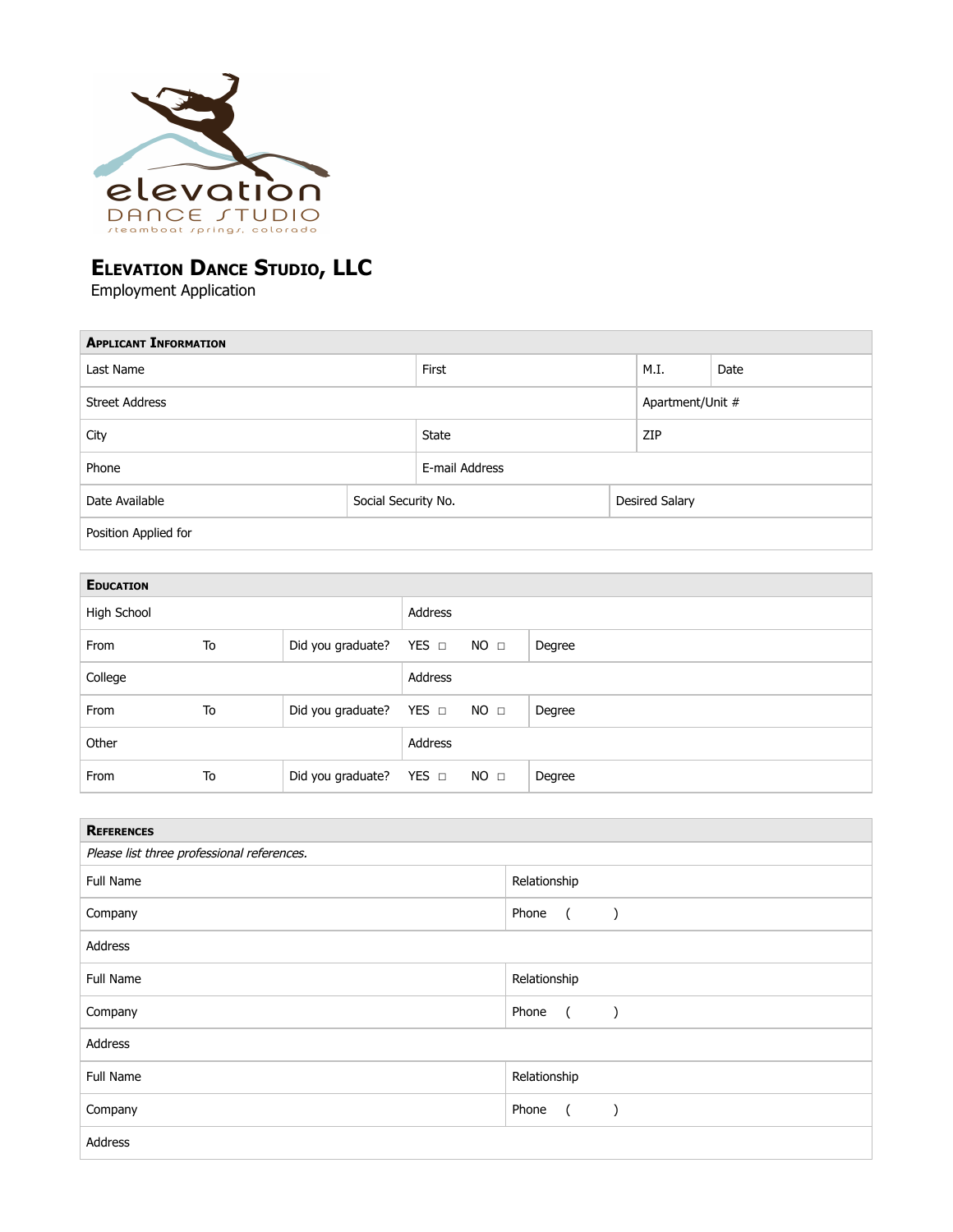elevation
DANCE STUDIO
steamboat springs, colorado

# Elevation Dance Studio, LLC

Employment Application

| **Applicant Information** | | | |
|---|---|---|---|
| Last Name | First | M.I. | Date |
| Street Address | | Apartment/Unit # | |
| City | State | ZIP | |
| Phone | E-mail Address | | |
| Date Available | Social Security No. | Desired Salary | |
| Position Applied for | | | |

| **Education** | | | |
|---|---|---|---|
| High School | | Address | |
| From | To | Did you graduate? YES ☐ NO ☐ | Degree |
| College | | Address | |
| From | To | Did you graduate? YES ☐ NO ☐ | Degree |
| Other | | Address | |
| From | To | Did you graduate? YES ☐ NO ☐ | Degree |

| **References** | |
|---|---|
| *Please list three professional references.* | |
| Full Name | Relationship |
| Company | Phone ( ) |
| Address | |
| Full Name | Relationship |
| Company | Phone ( ) |
| Address | |
| Full Name | Relationship |
| Company | Phone ( ) |
| Address | |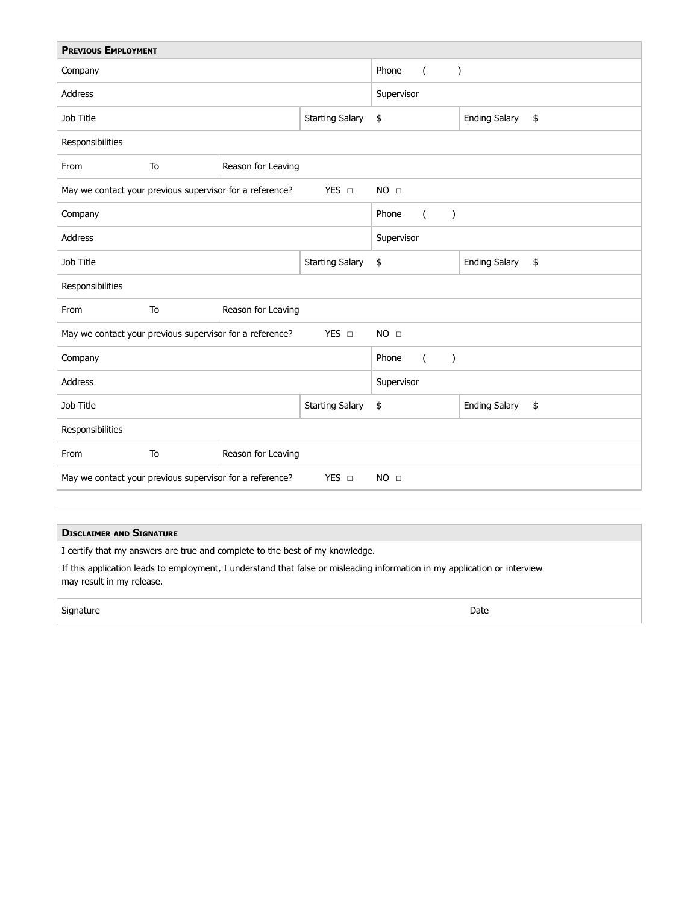## Previous Employment

| | | | | | |
|---|---|---|---|---|---|
| Company | | | Phone ( ) | | |
| Address | | | Supervisor | | |
| Job Title | | Starting Salary | $ | Ending Salary | $ |
| Responsibilities | | | | | |
| From | To | Reason for Leaving | | | |
| May we contact your previous supervisor for a reference? | | YES ☐ | NO ☐ | | |
| Company | | | Phone ( ) | | |
| Address | | | Supervisor | | |
| Job Title | | Starting Salary | $ | Ending Salary | $ |
| Responsibilities | | | | | |
| From | To | Reason for Leaving | | | |
| May we contact your previous supervisor for a reference? | | YES ☐ | NO ☐ | | |
| Company | | | Phone ( ) | | |
| Address | | | Supervisor | | |
| Job Title | | Starting Salary | $ | Ending Salary | $ |
| Responsibilities | | | | | |
| From | To | Reason for Leaving | | | |
| May we contact your previous supervisor for a reference? | | YES ☐ | NO ☐ | | |

## Disclaimer and Signature

I certify that my answers are true and complete to the best of my knowledge.

If this application leads to employment, I understand that false or misleading information in my application or interview may result in my release.

| | |
|---|---|
| Signature | Date |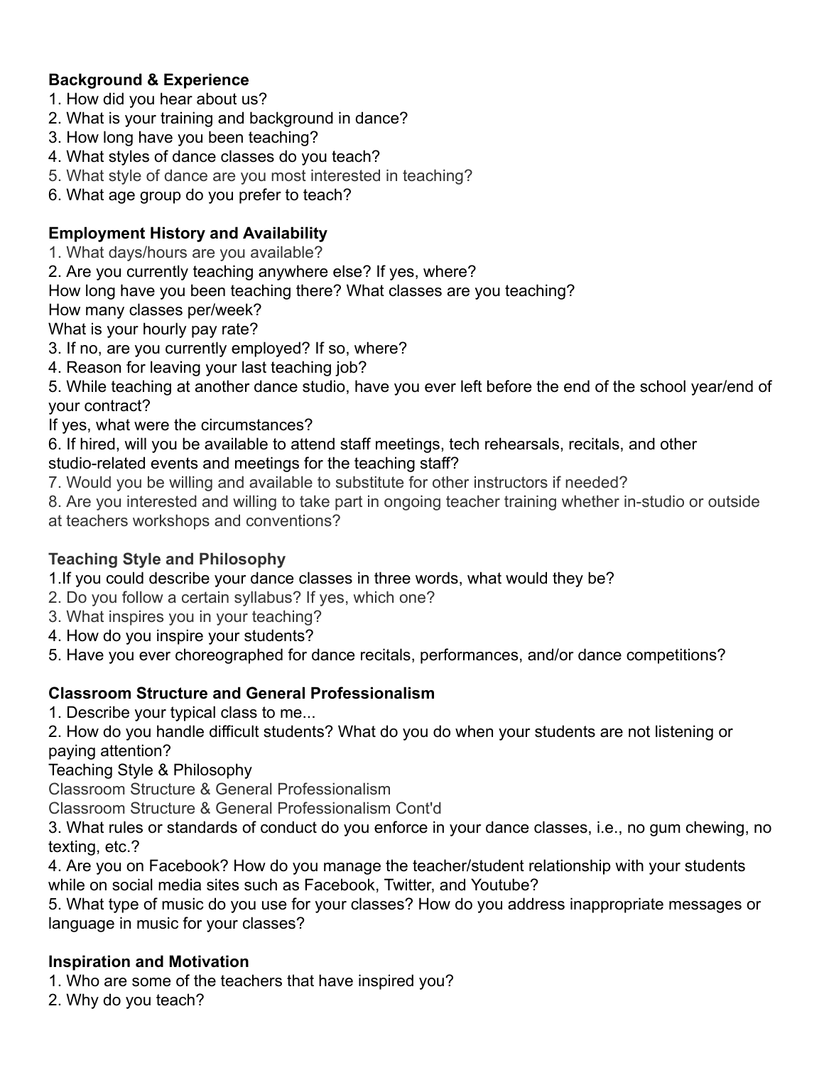**Background & Experience**

1. How did you hear about us?
2. What is your training and background in dance?
3. How long have you been teaching?
4. What styles of dance classes do you teach?
5. What style of dance are you most interested in teaching?
6. What age group do you prefer to teach?

**Employment History and Availability**

1. What days/hours are you available?
2. Are you currently teaching anywhere else? If yes, where?
How long have you been teaching there? What classes are you teaching?
How many classes per/week?
What is your hourly pay rate?
3. If no, are you currently employed? If so, where?
4. Reason for leaving your last teaching job?
5. While teaching at another dance studio, have you ever left before the end of the school year/end of your contract?
If yes, what were the circumstances?
6. If hired, will you be available to attend staff meetings, tech rehearsals, recitals, and other studio-related events and meetings for the teaching staff?
7. Would you be willing and available to substitute for other instructors if needed?
8. Are you interested and willing to take part in ongoing teacher training whether in-studio or outside at teachers workshops and conventions?

**Teaching Style and Philosophy**

1. If you could describe your dance classes in three words, what would they be?
2. Do you follow a certain syllabus? If yes, which one?
3. What inspires you in your teaching?
4. How do you inspire your students?
5. Have you ever choreographed for dance recitals, performances, and/or dance competitions?

**Classroom Structure and General Professionalism**

1. Describe your typical class to me...
2. How do you handle difficult students? What do you do when your students are not listening or paying attention?

Teaching Style & Philosophy

Classroom Structure & General Professionalism

Classroom Structure & General Professionalism Cont'd

3. What rules or standards of conduct do you enforce in your dance classes, i.e., no gum chewing, no texting, etc.?
4. Are you on Facebook? How do you manage the teacher/student relationship with your students while on social media sites such as Facebook, Twitter, and Youtube?
5. What type of music do you use for your classes? How do you address inappropriate messages or language in music for your classes?

**Inspiration and Motivation**

1. Who are some of the teachers that have inspired you?
2. Why do you teach?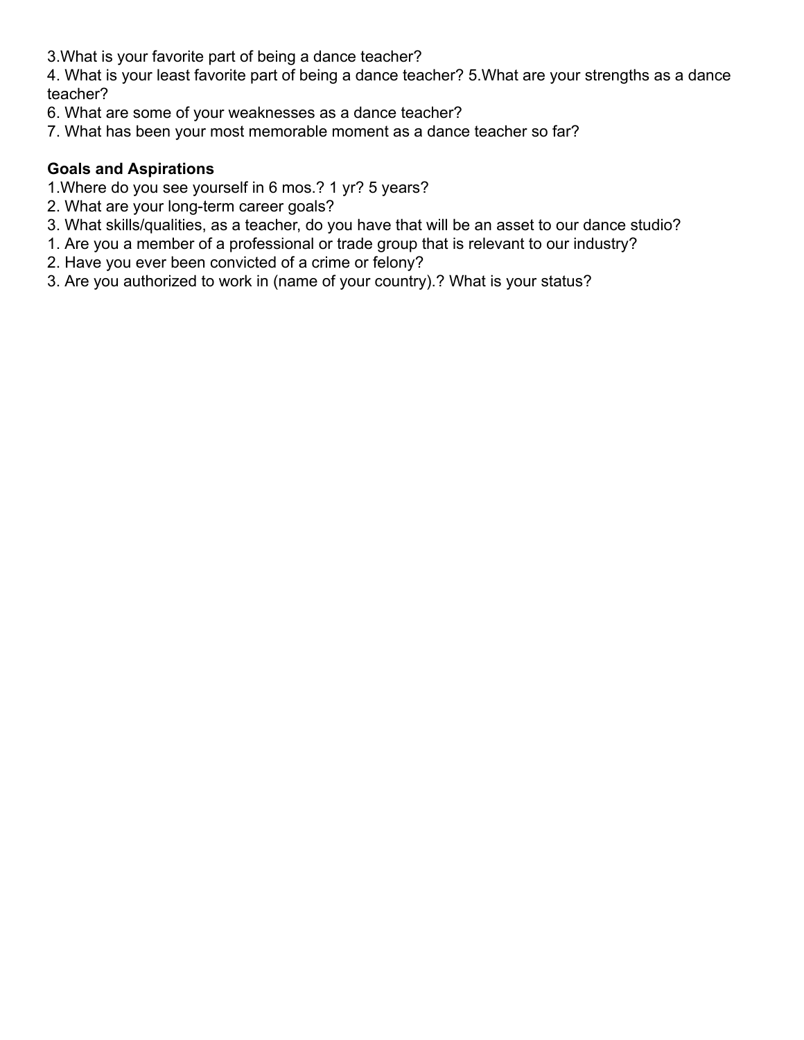3.What is your favorite part of being a dance teacher?
4. What is your least favorite part of being a dance teacher? 5.What are your strengths as a dance teacher?
6. What are some of your weaknesses as a dance teacher?
7. What has been your most memorable moment as a dance teacher so far?

**Goals and Aspirations**
1.Where do you see yourself in 6 mos.? 1 yr? 5 years?
2. What are your long-term career goals?
3. What skills/qualities, as a teacher, do you have that will be an asset to our dance studio?
1. Are you a member of a professional or trade group that is relevant to our industry?
2. Have you ever been convicted of a crime or felony?
3. Are you authorized to work in (name of your country).? What is your status?